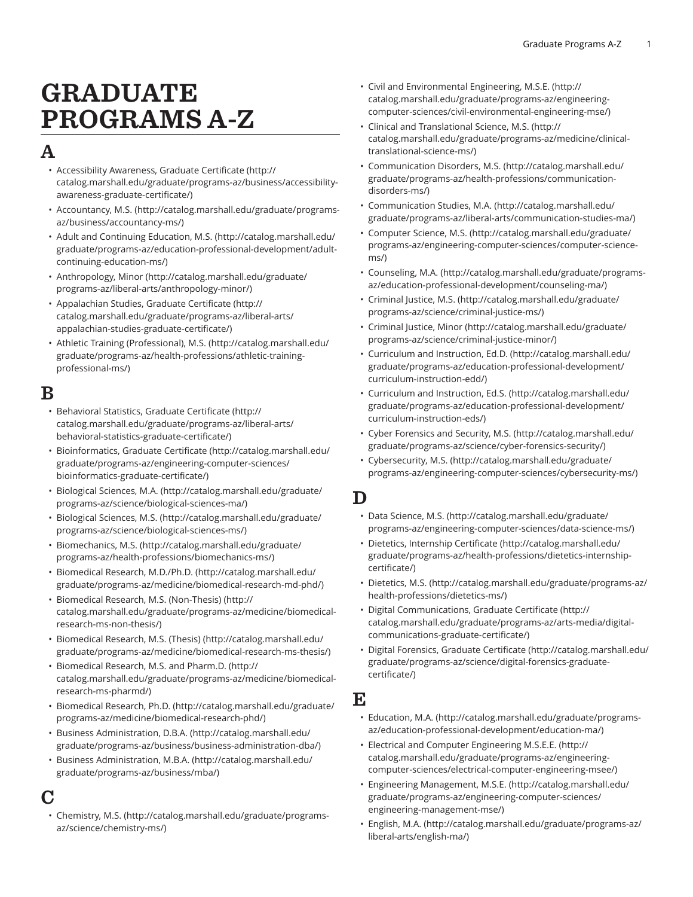# GRADUATE PROGRAMS A-Z

## A

- Accessibility Awareness, Graduate Certificate (http://catalog.marshall.edu/graduate/programs-az/business/accessibility-awareness-graduate-certificate/)
- Accountancy, M.S. (http://catalog.marshall.edu/graduate/programs-az/business/accountancy-ms/)
- Adult and Continuing Education, M.S. (http://catalog.marshall.edu/graduate/programs-az/education-professional-development/adult-continuing-education-ms/)
- Anthropology, Minor (http://catalog.marshall.edu/graduate/programs-az/liberal-arts/anthropology-minor/)
- Appalachian Studies, Graduate Certificate (http://catalog.marshall.edu/graduate/programs-az/liberal-arts/appalachian-studies-graduate-certificate/)
- Athletic Training (Professional), M.S. (http://catalog.marshall.edu/graduate/programs-az/health-professions/athletic-training-professional-ms/)

## B

- Behavioral Statistics, Graduate Certificate (http://catalog.marshall.edu/graduate/programs-az/liberal-arts/behavioral-statistics-graduate-certificate/)
- Bioinformatics, Graduate Certificate (http://catalog.marshall.edu/graduate/programs-az/engineering-computer-sciences/bioinformatics-graduate-certificate/)
- Biological Sciences, M.A. (http://catalog.marshall.edu/graduate/programs-az/science/biological-sciences-ma/)
- Biological Sciences, M.S. (http://catalog.marshall.edu/graduate/programs-az/science/biological-sciences-ms/)
- Biomechanics, M.S. (http://catalog.marshall.edu/graduate/programs-az/health-professions/biomechanics-ms/)
- Biomedical Research, M.D./Ph.D. (http://catalog.marshall.edu/graduate/programs-az/medicine/biomedical-research-md-phd/)
- Biomedical Research, M.S. (Non-Thesis) (http://catalog.marshall.edu/graduate/programs-az/medicine/biomedical-research-ms-non-thesis/)
- Biomedical Research, M.S. (Thesis) (http://catalog.marshall.edu/graduate/programs-az/medicine/biomedical-research-ms-thesis/)
- Biomedical Research, M.S. and Pharm.D. (http://catalog.marshall.edu/graduate/programs-az/medicine/biomedical-research-ms-pharmd/)
- Biomedical Research, Ph.D. (http://catalog.marshall.edu/graduate/programs-az/medicine/biomedical-research-phd/)
- Business Administration, D.B.A. (http://catalog.marshall.edu/graduate/programs-az/business/business-administration-dba/)
- Business Administration, M.B.A. (http://catalog.marshall.edu/graduate/programs-az/business/mba/)

## C

- Chemistry, M.S. (http://catalog.marshall.edu/graduate/programs-az/science/chemistry-ms/)
- Civil and Environmental Engineering, M.S.E. (http://catalog.marshall.edu/graduate/programs-az/engineering-computer-sciences/civil-environmental-engineering-mse/)
- Clinical and Translational Science, M.S. (http://catalog.marshall.edu/graduate/programs-az/medicine/clinical-translational-science-ms/)
- Communication Disorders, M.S. (http://catalog.marshall.edu/graduate/programs-az/health-professions/communication-disorders-ms/)
- Communication Studies, M.A. (http://catalog.marshall.edu/graduate/programs-az/liberal-arts/communication-studies-ma/)
- Computer Science, M.S. (http://catalog.marshall.edu/graduate/programs-az/engineering-computer-sciences/computer-science-ms/)
- Counseling, M.A. (http://catalog.marshall.edu/graduate/programs-az/education-professional-development/counseling-ma/)
- Criminal Justice, M.S. (http://catalog.marshall.edu/graduate/programs-az/science/criminal-justice-ms/)
- Criminal Justice, Minor (http://catalog.marshall.edu/graduate/programs-az/science/criminal-justice-minor/)
- Curriculum and Instruction, Ed.D. (http://catalog.marshall.edu/graduate/programs-az/education-professional-development/curriculum-instruction-edd/)
- Curriculum and Instruction, Ed.S. (http://catalog.marshall.edu/graduate/programs-az/education-professional-development/curriculum-instruction-eds/)
- Cyber Forensics and Security, M.S. (http://catalog.marshall.edu/graduate/programs-az/science/cyber-forensics-security/)
- Cybersecurity, M.S. (http://catalog.marshall.edu/graduate/programs-az/engineering-computer-sciences/cybersecurity-ms/)

## D

- Data Science, M.S. (http://catalog.marshall.edu/graduate/programs-az/engineering-computer-sciences/data-science-ms/)
- Dietetics, Internship Certificate (http://catalog.marshall.edu/graduate/programs-az/health-professions/dietetics-internship-certificate/)
- Dietetics, M.S. (http://catalog.marshall.edu/graduate/programs-az/health-professions/dietetics-ms/)
- Digital Communications, Graduate Certificate (http://catalog.marshall.edu/graduate/programs-az/arts-media/digital-communications-graduate-certificate/)
- Digital Forensics, Graduate Certificate (http://catalog.marshall.edu/graduate/programs-az/science/digital-forensics-graduate-certificate/)

## E

- Education, M.A. (http://catalog.marshall.edu/graduate/programs-az/education-professional-development/education-ma/)
- Electrical and Computer Engineering M.S.E.E. (http://catalog.marshall.edu/graduate/programs-az/engineering-computer-sciences/electrical-computer-engineering-msee/)
- Engineering Management, M.S.E. (http://catalog.marshall.edu/graduate/programs-az/engineering-computer-sciences/engineering-management-mse/)
- English, M.A. (http://catalog.marshall.edu/graduate/programs-az/liberal-arts/english-ma/)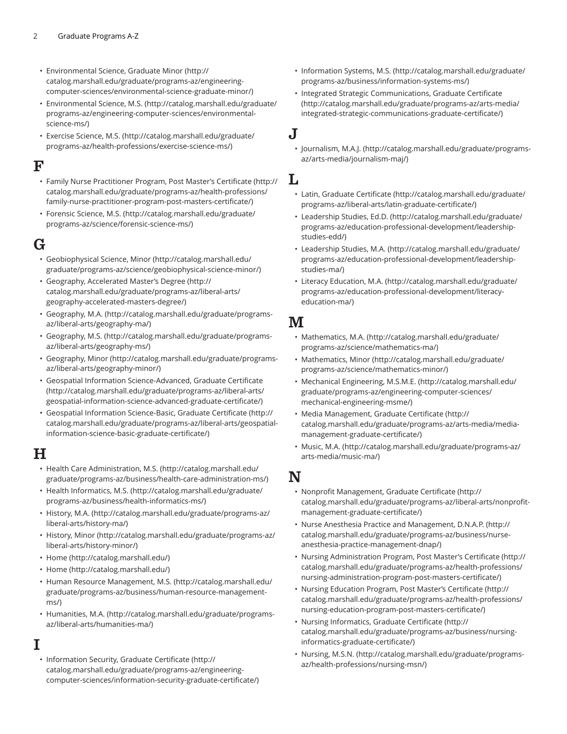- Environmental Science, Graduate Minor (http://catalog.marshall.edu/graduate/programs-az/engineering-computer-sciences/environmental-science-graduate-minor/)
- Environmental Science, M.S. (http://catalog.marshall.edu/graduate/programs-az/engineering-computer-sciences/environmental-science-ms/)
- Exercise Science, M.S. (http://catalog.marshall.edu/graduate/programs-az/health-professions/exercise-science-ms/)

# F

- Family Nurse Practitioner Program, Post Master's Certificate (http://catalog.marshall.edu/graduate/programs-az/health-professions/family-nurse-practitioner-program-post-masters-certificate/)
- Forensic Science, M.S. (http://catalog.marshall.edu/graduate/programs-az/science/forensic-science-ms/)

# G

- Geobiophysical Science, Minor (http://catalog.marshall.edu/graduate/programs-az/science/geobiophysical-science-minor/)
- Geography, Accelerated Master's Degree (http://catalog.marshall.edu/graduate/programs-az/liberal-arts/geography-accelerated-masters-degree/)
- Geography, M.A. (http://catalog.marshall.edu/graduate/programs-az/liberal-arts/geography-ma/)
- Geography, M.S. (http://catalog.marshall.edu/graduate/programs-az/liberal-arts/geography-ms/)
- Geography, Minor (http://catalog.marshall.edu/graduate/programs-az/liberal-arts/geography-minor/)
- Geospatial Information Science-Advanced, Graduate Certificate (http://catalog.marshall.edu/graduate/programs-az/liberal-arts/geospatial-information-science-advanced-graduate-certificate/)
- Geospatial Information Science-Basic, Graduate Certificate (http://catalog.marshall.edu/graduate/programs-az/liberal-arts/geospatial-information-science-basic-graduate-certificate/)

# H

- Health Care Administration, M.S. (http://catalog.marshall.edu/graduate/programs-az/business/health-care-administration-ms/)
- Health Informatics, M.S. (http://catalog.marshall.edu/graduate/programs-az/business/health-informatics-ms/)
- History, M.A. (http://catalog.marshall.edu/graduate/programs-az/liberal-arts/history-ma/)
- History, Minor (http://catalog.marshall.edu/graduate/programs-az/liberal-arts/history-minor/)
- Home (http://catalog.marshall.edu/)
- Home (http://catalog.marshall.edu/)
- Human Resource Management, M.S. (http://catalog.marshall.edu/graduate/programs-az/business/human-resource-management-ms/)
- Humanities, M.A. (http://catalog.marshall.edu/graduate/programs-az/liberal-arts/humanities-ma/)

# I

- Information Security, Graduate Certificate (http://catalog.marshall.edu/graduate/programs-az/engineering-computer-sciences/information-security-graduate-certificate/)
- Information Systems, M.S. (http://catalog.marshall.edu/graduate/programs-az/business/information-systems-ms/)
- Integrated Strategic Communications, Graduate Certificate (http://catalog.marshall.edu/graduate/programs-az/arts-media/integrated-strategic-communications-graduate-certificate/)

# J

- Journalism, M.A.J. (http://catalog.marshall.edu/graduate/programs-az/arts-media/journalism-maj/)

# L

- Latin, Graduate Certificate (http://catalog.marshall.edu/graduate/programs-az/liberal-arts/latin-graduate-certificate/)
- Leadership Studies, Ed.D. (http://catalog.marshall.edu/graduate/programs-az/education-professional-development/leadership-studies-edd/)
- Leadership Studies, M.A. (http://catalog.marshall.edu/graduate/programs-az/education-professional-development/leadership-studies-ma/)
- Literacy Education, M.A. (http://catalog.marshall.edu/graduate/programs-az/education-professional-development/literacy-education-ma/)

# M

- Mathematics, M.A. (http://catalog.marshall.edu/graduate/programs-az/science/mathematics-ma/)
- Mathematics, Minor (http://catalog.marshall.edu/graduate/programs-az/science/mathematics-minor/)
- Mechanical Engineering, M.S.M.E. (http://catalog.marshall.edu/graduate/programs-az/engineering-computer-sciences/mechanical-engineering-msme/)
- Media Management, Graduate Certificate (http://catalog.marshall.edu/graduate/programs-az/arts-media/media-management-graduate-certificate/)
- Music, M.A. (http://catalog.marshall.edu/graduate/programs-az/arts-media/music-ma/)

# N

- Nonprofit Management, Graduate Certificate (http://catalog.marshall.edu/graduate/programs-az/liberal-arts/nonprofit-management-graduate-certificate/)
- Nurse Anesthesia Practice and Management, D.N.A.P. (http://catalog.marshall.edu/graduate/programs-az/business/nurse-anesthesia-practice-management-dnap/)
- Nursing Administration Program, Post Master's Certificate (http://catalog.marshall.edu/graduate/programs-az/health-professions/nursing-administration-program-post-masters-certificate/)
- Nursing Education Program, Post Master's Certificate (http://catalog.marshall.edu/graduate/programs-az/health-professions/nursing-education-program-post-masters-certificate/)
- Nursing Informatics, Graduate Certificate (http://catalog.marshall.edu/graduate/programs-az/business/nursing-informatics-graduate-certificate/)
- Nursing, M.S.N. (http://catalog.marshall.edu/graduate/programs-az/health-professions/nursing-msn/)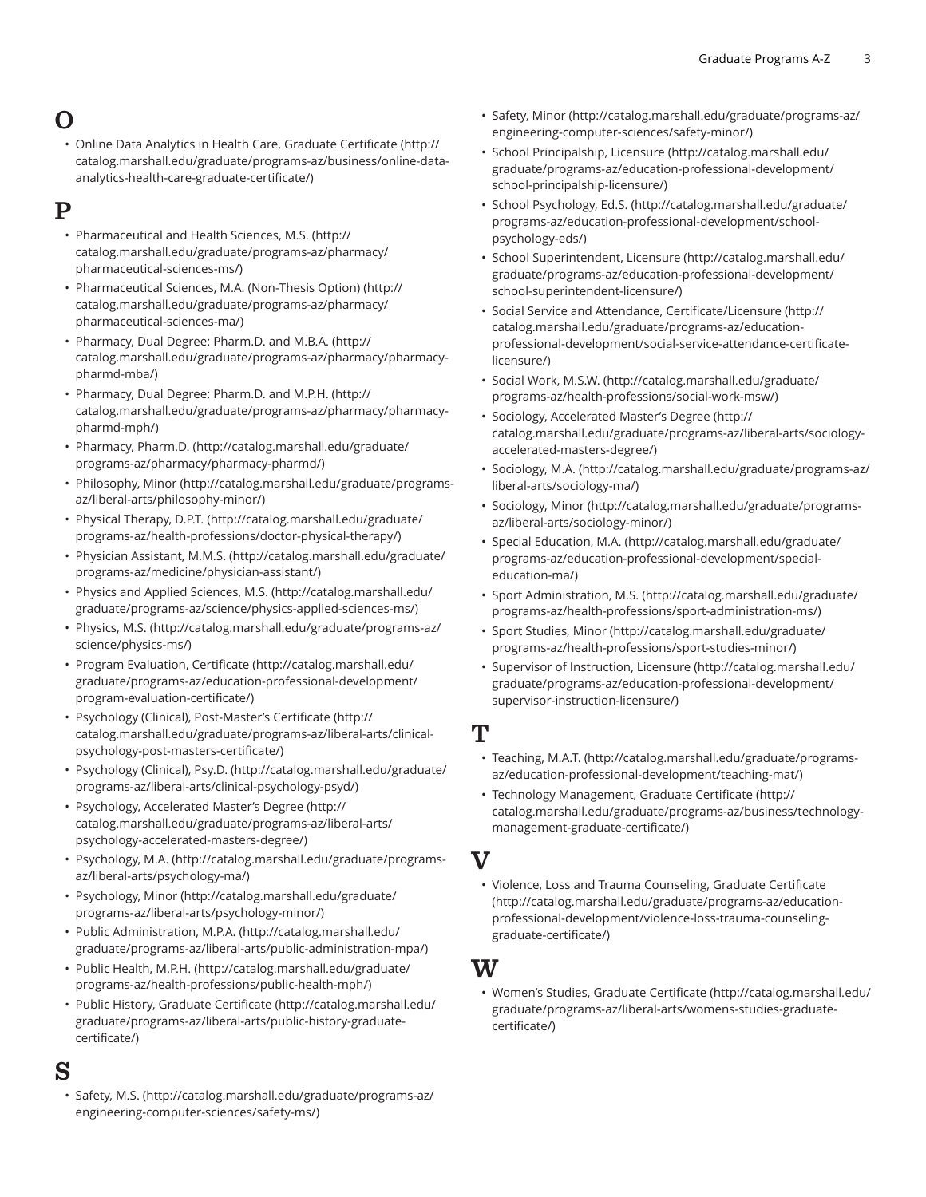## O

- Online Data Analytics in Health Care, Graduate Certificate (http://catalog.marshall.edu/graduate/programs-az/business/online-data-analytics-health-care-graduate-certificate/)

## P

- Pharmaceutical and Health Sciences, M.S. (http://catalog.marshall.edu/graduate/programs-az/pharmacy/pharmaceutical-sciences-ms/)
- Pharmaceutical Sciences, M.A. (Non-Thesis Option) (http://catalog.marshall.edu/graduate/programs-az/pharmacy/pharmaceutical-sciences-ma/)
- Pharmacy, Dual Degree: Pharm.D. and M.B.A. (http://catalog.marshall.edu/graduate/programs-az/pharmacy/pharmacy-pharmd-mba/)
- Pharmacy, Dual Degree: Pharm.D. and M.P.H. (http://catalog.marshall.edu/graduate/programs-az/pharmacy/pharmacy-pharmd-mph/)
- Pharmacy, Pharm.D. (http://catalog.marshall.edu/graduate/programs-az/pharmacy/pharmacy-pharmd/)
- Philosophy, Minor (http://catalog.marshall.edu/graduate/programs-az/liberal-arts/philosophy-minor/)
- Physical Therapy, D.P.T. (http://catalog.marshall.edu/graduate/programs-az/health-professions/doctor-physical-therapy/)
- Physician Assistant, M.M.S. (http://catalog.marshall.edu/graduate/programs-az/medicine/physician-assistant/)
- Physics and Applied Sciences, M.S. (http://catalog.marshall.edu/graduate/programs-az/science/physics-applied-sciences-ms/)
- Physics, M.S. (http://catalog.marshall.edu/graduate/programs-az/science/physics-ms/)
- Program Evaluation, Certificate (http://catalog.marshall.edu/graduate/programs-az/education-professional-development/program-evaluation-certificate/)
- Psychology (Clinical), Post-Master's Certificate (http://catalog.marshall.edu/graduate/programs-az/liberal-arts/clinical-psychology-post-masters-certificate/)
- Psychology (Clinical), Psy.D. (http://catalog.marshall.edu/graduate/programs-az/liberal-arts/clinical-psychology-psyd/)
- Psychology, Accelerated Master's Degree (http://catalog.marshall.edu/graduate/programs-az/liberal-arts/psychology-accelerated-masters-degree/)
- Psychology, M.A. (http://catalog.marshall.edu/graduate/programs-az/liberal-arts/psychology-ma/)
- Psychology, Minor (http://catalog.marshall.edu/graduate/programs-az/liberal-arts/psychology-minor/)
- Public Administration, M.P.A. (http://catalog.marshall.edu/graduate/programs-az/liberal-arts/public-administration-mpa/)
- Public Health, M.P.H. (http://catalog.marshall.edu/graduate/programs-az/health-professions/public-health-mph/)
- Public History, Graduate Certificate (http://catalog.marshall.edu/graduate/programs-az/liberal-arts/public-history-graduate-certificate/)

## S

- Safety, M.S. (http://catalog.marshall.edu/graduate/programs-az/engineering-computer-sciences/safety-ms/)
- Safety, Minor (http://catalog.marshall.edu/graduate/programs-az/engineering-computer-sciences/safety-minor/)
- School Principalship, Licensure (http://catalog.marshall.edu/graduate/programs-az/education-professional-development/school-principalship-licensure/)
- School Psychology, Ed.S. (http://catalog.marshall.edu/graduate/programs-az/education-professional-development/school-psychology-eds/)
- School Superintendent, Licensure (http://catalog.marshall.edu/graduate/programs-az/education-professional-development/school-superintendent-licensure/)
- Social Service and Attendance, Certificate/Licensure (http://catalog.marshall.edu/graduate/programs-az/education-professional-development/social-service-attendance-certificate-licensure/)
- Social Work, M.S.W. (http://catalog.marshall.edu/graduate/programs-az/health-professions/social-work-msw/)
- Sociology, Accelerated Master's Degree (http://catalog.marshall.edu/graduate/programs-az/liberal-arts/sociology-accelerated-masters-degree/)
- Sociology, M.A. (http://catalog.marshall.edu/graduate/programs-az/liberal-arts/sociology-ma/)
- Sociology, Minor (http://catalog.marshall.edu/graduate/programs-az/liberal-arts/sociology-minor/)
- Special Education, M.A. (http://catalog.marshall.edu/graduate/programs-az/education-professional-development/special-education-ma/)
- Sport Administration, M.S. (http://catalog.marshall.edu/graduate/programs-az/health-professions/sport-administration-ms/)
- Sport Studies, Minor (http://catalog.marshall.edu/graduate/programs-az/health-professions/sport-studies-minor/)
- Supervisor of Instruction, Licensure (http://catalog.marshall.edu/graduate/programs-az/education-professional-development/supervisor-instruction-licensure/)

## T

- Teaching, M.A.T. (http://catalog.marshall.edu/graduate/programs-az/education-professional-development/teaching-mat/)
- Technology Management, Graduate Certificate (http://catalog.marshall.edu/graduate/programs-az/business/technology-management-graduate-certificate/)

## V

- Violence, Loss and Trauma Counseling, Graduate Certificate (http://catalog.marshall.edu/graduate/programs-az/education-professional-development/violence-loss-trauma-counseling-graduate-certificate/)

## W

- Women's Studies, Graduate Certificate (http://catalog.marshall.edu/graduate/programs-az/liberal-arts/womens-studies-graduate-certificate/)